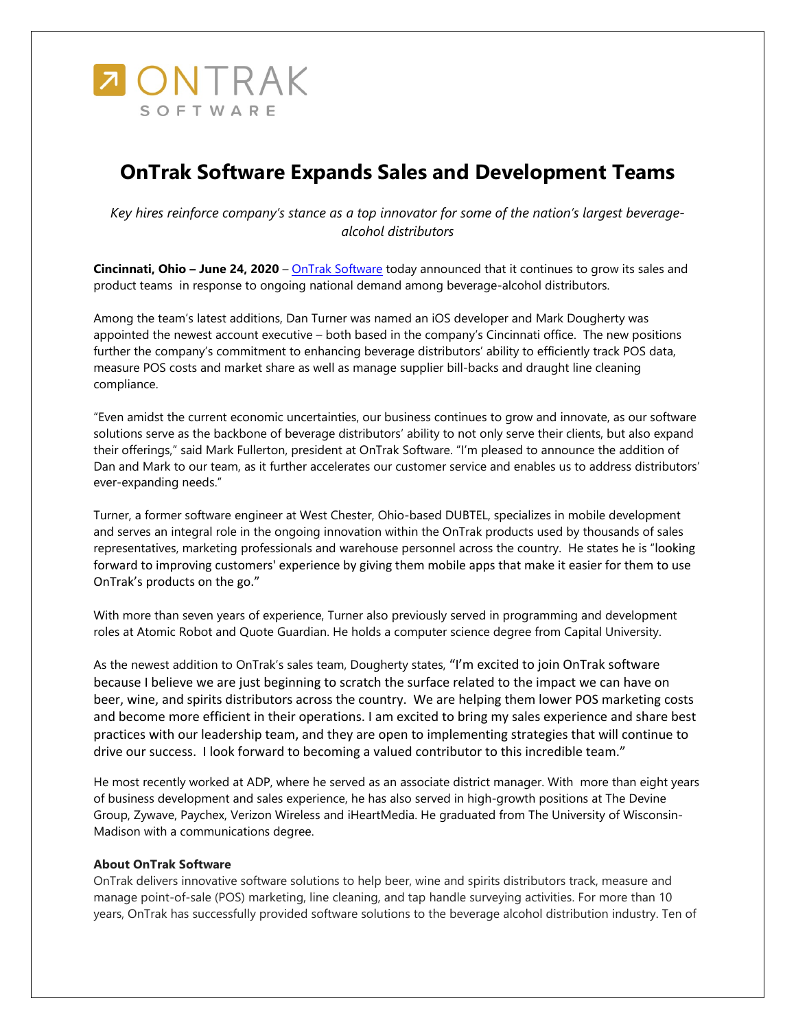ONTRAK SOFTWARE

# OnTrak Software Expands Sales and Development Teams

*Key hires reinforce company's stance as a top innovator for some of the nation's largest beverage-alcohol distributors*

**Cincinnati, Ohio – June 24, 2020** – [OnTrak Software] today announced that it continues to grow its sales and product teams in response to ongoing national demand among beverage-alcohol distributors.

Among the team's latest additions, Dan Turner was named an iOS developer and Mark Dougherty was appointed the newest account executive – both based in the company's Cincinnati office. The new positions further the company's commitment to enhancing beverage distributors' ability to efficiently track POS data, measure POS costs and market share as well as manage supplier bill-backs and draught line cleaning compliance.

"Even amidst the current economic uncertainties, our business continues to grow and innovate, as our software solutions serve as the backbone of beverage distributors' ability to not only serve their clients, but also expand their offerings," said Mark Fullerton, president at OnTrak Software. "I'm pleased to announce the addition of Dan and Mark to our team, as it further accelerates our customer service and enables us to address distributors' ever-expanding needs."

Turner, a former software engineer at West Chester, Ohio-based DUBTEL, specializes in mobile development and serves an integral role in the ongoing innovation within the OnTrak products used by thousands of sales representatives, marketing professionals and warehouse personnel across the country. He states he is "looking forward to improving customers' experience by giving them mobile apps that make it easier for them to use OnTrak's products on the go."

With more than seven years of experience, Turner also previously served in programming and development roles at Atomic Robot and Quote Guardian. He holds a computer science degree from Capital University.

As the newest addition to OnTrak's sales team, Dougherty states, "I'm excited to join OnTrak software because I believe we are just beginning to scratch the surface related to the impact we can have on beer, wine, and spirits distributors across the country. We are helping them lower POS marketing costs and become more efficient in their operations. I am excited to bring my sales experience and share best practices with our leadership team, and they are open to implementing strategies that will continue to drive our success. I look forward to becoming a valued contributor to this incredible team."

He most recently worked at ADP, where he served as an associate district manager. With more than eight years of business development and sales experience, he has also served in high-growth positions at The Devine Group, Zywave, Paychex, Verizon Wireless and iHeartMedia. He graduated from The University of Wisconsin-Madison with a communications degree.

**About OnTrak Software**

OnTrak delivers innovative software solutions to help beer, wine and spirits distributors track, measure and manage point-of-sale (POS) marketing, line cleaning, and tap handle surveying activities. For more than 10 years, OnTrak has successfully provided software solutions to the beverage alcohol distribution industry. Ten of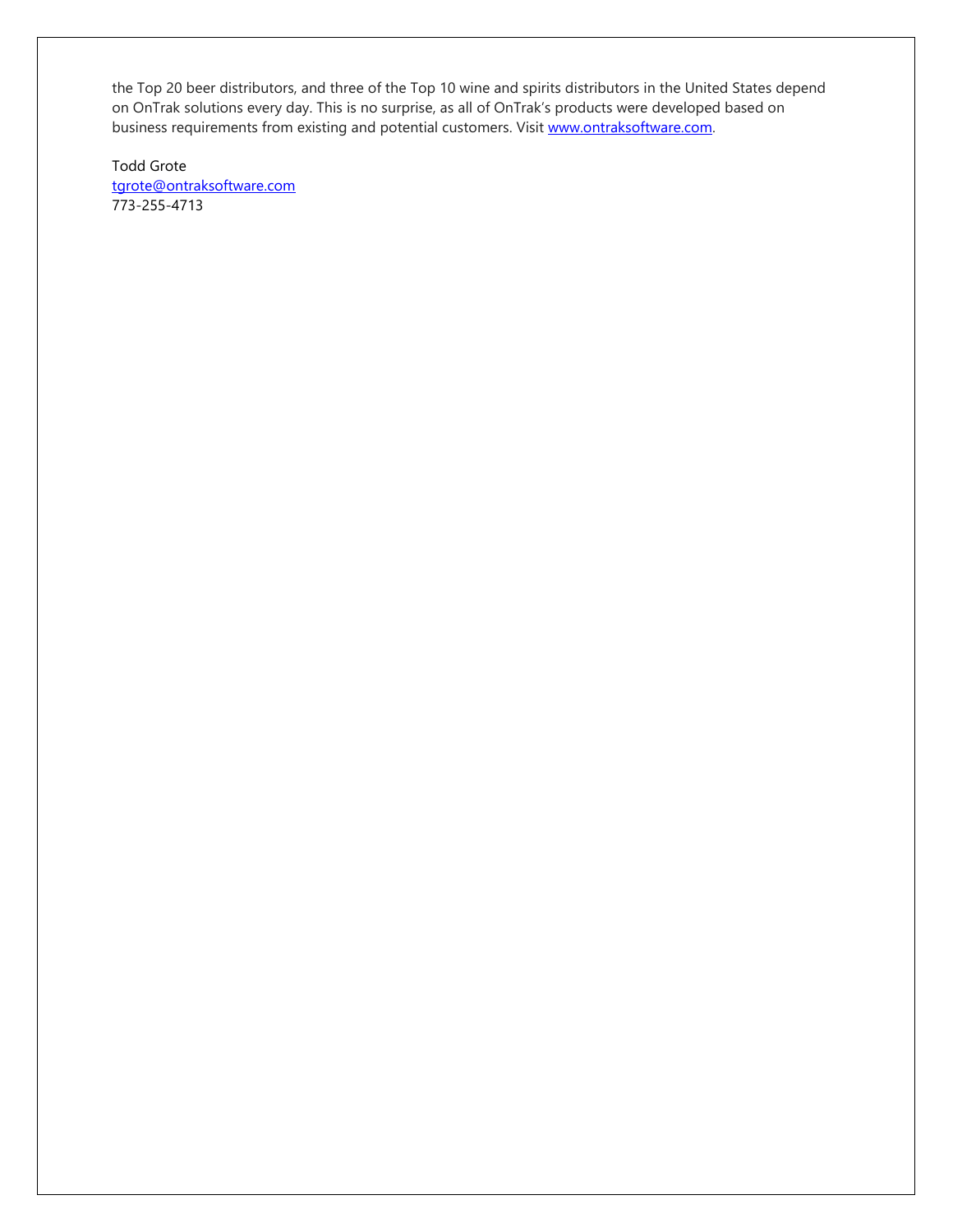the Top 20 beer distributors, and three of the Top 10 wine and spirits distributors in the United States depend on OnTrak solutions every day. This is no surprise, as all of OnTrak's products were developed based on business requirements from existing and potential customers. Visit [www.ontraksoftware.com](http://www.ontraksoftware.com).

Todd Grote  
[tgrote@ontraksoftware.com](mailto:tgrote@ontraksoftware.com)  
773-255-4713